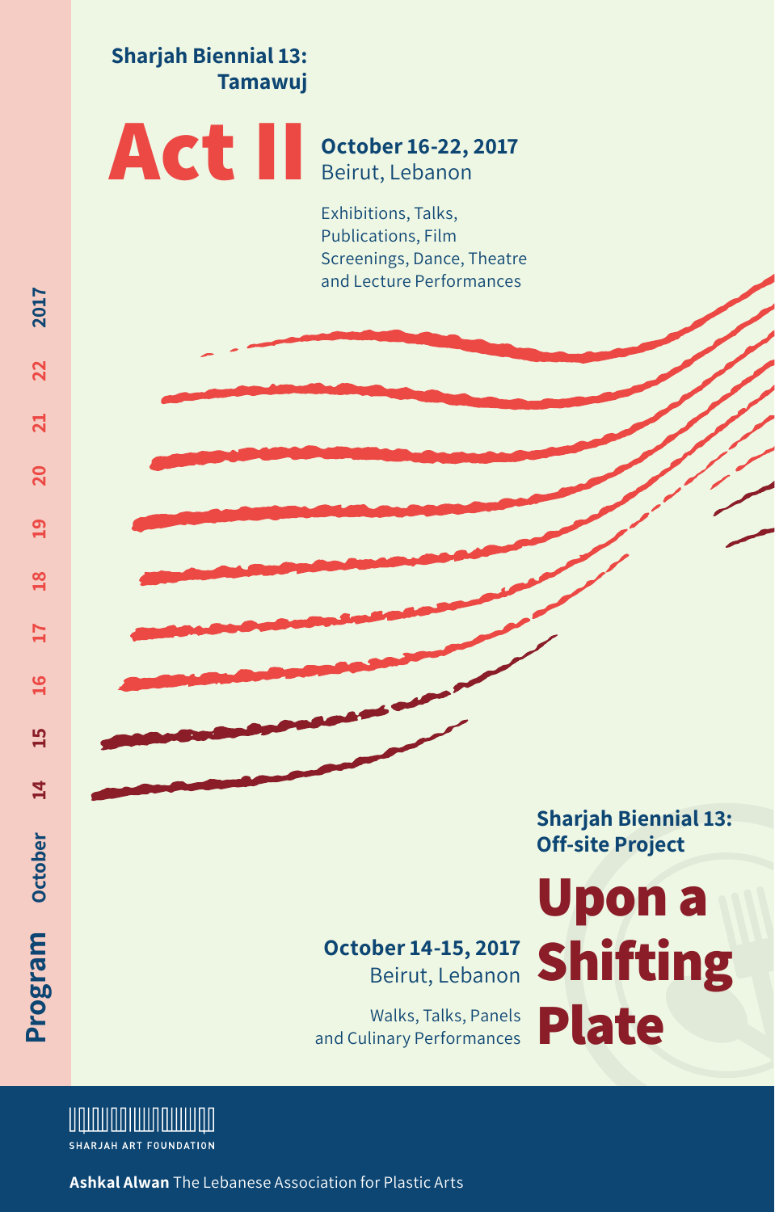Program October 14 15 16 17 18 19 20 21 22 2017

**Sharjah Biennial 13: Tamawuj**

# Act II

**October 16-22, 2017**
Beirut, Lebanon

Exhibitions, Talks, Publications, Film Screenings, Dance, Theatre and Lecture Performances

**Sharjah Biennial 13: Off-site Project**

# Upon a Shifting Plate

**October 14-15, 2017**
Beirut, Lebanon

Walks, Talks, Panels and Culinary Performances

SHARJAH ART FOUNDATION

**Ashkal Alwan** The Lebanese Association for Plastic Arts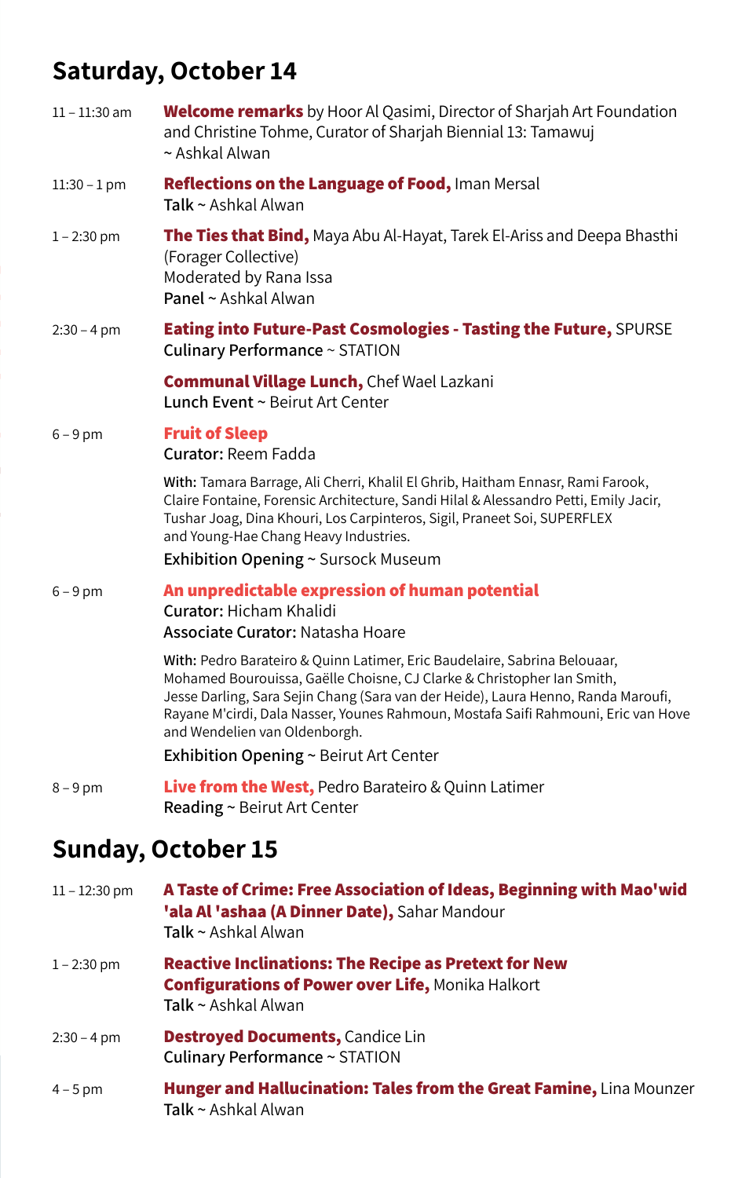## Saturday, October 14

11 – 11:30 am

**Welcome remarks** by Hoor Al Qasimi, Director of Sharjah Art Foundation and Christine Tohme, Curator of Sharjah Biennial 13: Tamawuj
~ Ashkal Alwan

11:30 – 1 pm

**Reflections on the Language of Food,** Iman Mersal
Talk ~ Ashkal Alwan

1 – 2:30 pm

**The Ties that Bind,** Maya Abu Al-Hayat, Tarek El-Ariss and Deepa Bhasthi (Forager Collective)
Moderated by Rana Issa
Panel ~ Ashkal Alwan

2:30 – 4 pm

**Eating into Future-Past Cosmologies - Tasting the Future,** SPURSE
Culinary Performance ~ STATION

**Communal Village Lunch,** Chef Wael Lazkani
Lunch Event ~ Beirut Art Center

6 – 9 pm

**Fruit of Sleep**
Curator: Reem Fadda

With: Tamara Barrage, Ali Cherri, Khalil El Ghrib, Haitham Ennasr, Rami Farook, Claire Fontaine, Forensic Architecture, Sandi Hilal & Alessandro Petti, Emily Jacir, Tushar Joag, Dina Khouri, Los Carpinteros, Sigil, Praneet Soi, SUPERFLEX and Young-Hae Chang Heavy Industries.

Exhibition Opening ~ Sursock Museum

6 – 9 pm

**An unpredictable expression of human potential**
Curator: Hicham Khalidi
Associate Curator: Natasha Hoare

With: Pedro Barateiro & Quinn Latimer, Eric Baudelaire, Sabrina Belouaar, Mohamed Bourouissa, Gaëlle Choisne, CJ Clarke & Christopher Ian Smith, Jesse Darling, Sara Sejin Chang (Sara van der Heide), Laura Henno, Randa Maroufi, Rayane M'cirdi, Dala Nasser, Younes Rahmoun, Mostafa Saifi Rahmouni, Eric van Hove and Wendelien van Oldenborgh.

Exhibition Opening ~ Beirut Art Center

8 – 9 pm

**Live from the West,** Pedro Barateiro & Quinn Latimer
Reading ~ Beirut Art Center

## Sunday, October 15

11 – 12:30 pm

**A Taste of Crime: Free Association of Ideas, Beginning with Mao'wid 'ala Al 'ashaa (A Dinner Date),** Sahar Mandour
Talk ~ Ashkal Alwan

1 – 2:30 pm

**Reactive Inclinations: The Recipe as Pretext for New Configurations of Power over Life,** Monika Halkort
Talk ~ Ashkal Alwan

2:30 – 4 pm

**Destroyed Documents,** Candice Lin
Culinary Performance ~ STATION

4 – 5 pm

**Hunger and Hallucination: Tales from the Great Famine,** Lina Mounzer
Talk ~ Ashkal Alwan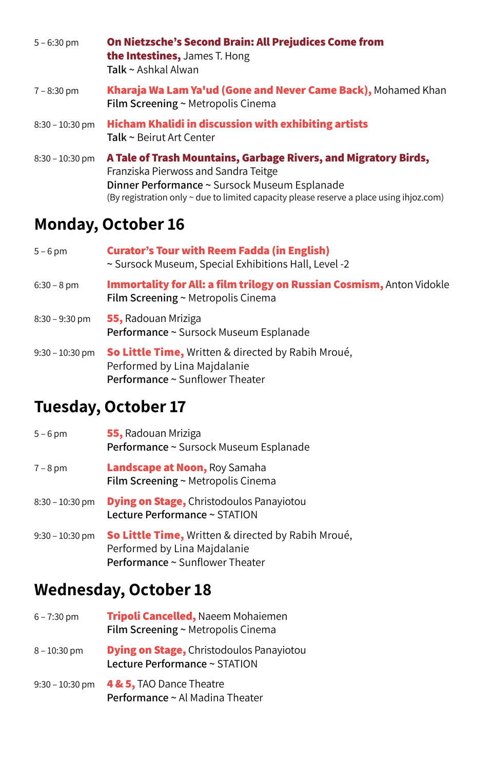5 – 6:30 pm **On Nietzsche's Second Brain: All Prejudices Come from the Intestines,** James T. Hong
**Talk** ~ Ashkal Alwan

7 – 8:30 pm **Kharaja Wa Lam Ya'ud (Gone and Never Came Back),** Mohamed Khan
**Film Screening** ~ Metropolis Cinema

8:30 – 10:30 pm **Hicham Khalidi in discussion with exhibiting artists**
**Talk** ~ Beirut Art Center

8:30 – 10:30 pm **A Tale of Trash Mountains, Garbage Rivers, and Migratory Birds,** Franziska Pierwoss and Sandra Teitge
**Dinner Performance** ~ Sursock Museum Esplanade
(By registration only ~ due to limited capacity please reserve a place using ihjoz.com)

## Monday, October 16

5 – 6 pm **Curator's Tour with Reem Fadda (in English)**
~ Sursock Museum, Special Exhibitions Hall, Level -2

6:30 – 8 pm **Immortality for All: a film trilogy on Russian Cosmism,** Anton Vidokle
**Film Screening** ~ Metropolis Cinema

8:30 – 9:30 pm **55,** Radouan Mriziga
**Performance** ~ Sursock Museum Esplanade

9:30 – 10:30 pm **So Little Time,** Written & directed by Rabih Mroué, Performed by Lina Majdalanie
**Performance** ~ Sunflower Theater

## Tuesday, October 17

5 – 6 pm **55,** Radouan Mriziga
**Performance** ~ Sursock Museum Esplanade

7 – 8 pm **Landscape at Noon,** Roy Samaha
**Film Screening** ~ Metropolis Cinema

8:30 – 10:30 pm **Dying on Stage,** Christodoulos Panayiotou
**Lecture Performance** ~ STATION

9:30 – 10:30 pm **So Little Time,** Written & directed by Rabih Mroué, Performed by Lina Majdalanie
**Performance** ~ Sunflower Theater

## Wednesday, October 18

6 – 7:30 pm **Tripoli Cancelled,** Naeem Mohaiemen
**Film Screening** ~ Metropolis Cinema

8 – 10:30 pm **Dying on Stage,** Christodoulos Panayiotou
**Lecture Performance** ~ STATION

9:30 – 10:30 pm **4 & 5,** TAO Dance Theatre
**Performance** ~ Al Madina Theater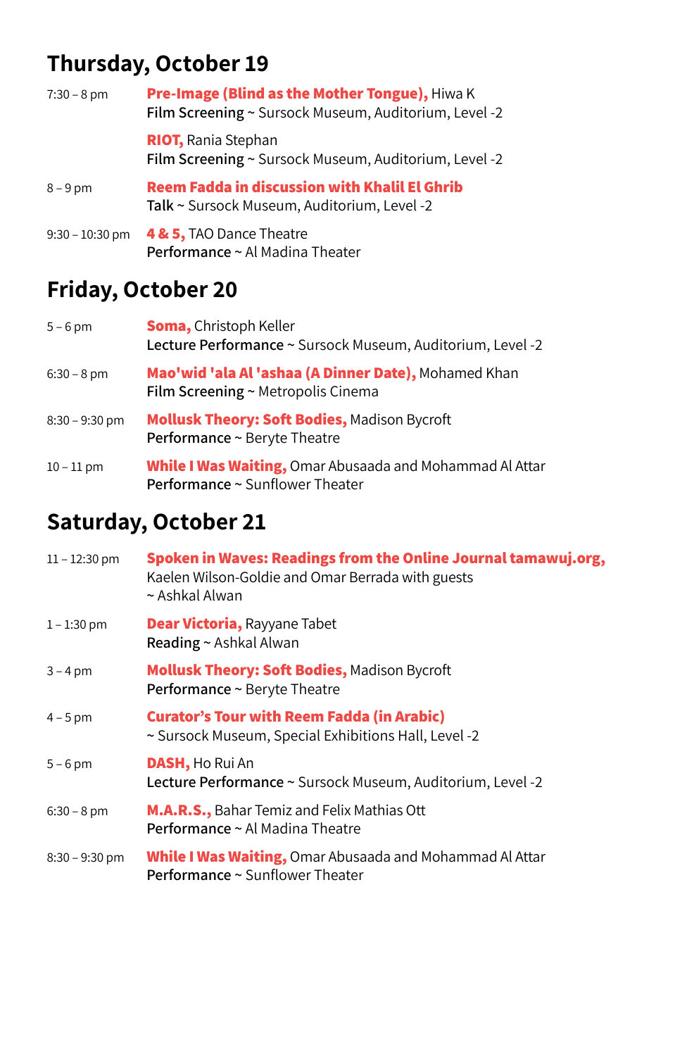## Thursday, October 19

7:30 – 8 pm

**Pre-Image (Blind as the Mother Tongue),** Hiwa K
**Film Screening** ~ Sursock Museum, Auditorium, Level -2

**RIOT,** Rania Stephan
**Film Screening** ~ Sursock Museum, Auditorium, Level -2

8 – 9 pm

**Reem Fadda in discussion with Khalil El Ghrib**
**Talk** ~ Sursock Museum, Auditorium, Level -2

9:30 – 10:30 pm

**4 & 5,** TAO Dance Theatre
**Performance** ~ Al Madina Theater

## Friday, October 20

5 – 6 pm

**Soma,** Christoph Keller
**Lecture Performance** ~ Sursock Museum, Auditorium, Level -2

6:30 – 8 pm

**Mao'wid 'ala Al 'ashaa (A Dinner Date),** Mohamed Khan
**Film Screening** ~ Metropolis Cinema

8:30 – 9:30 pm

**Mollusk Theory: Soft Bodies,** Madison Bycroft
**Performance** ~ Beryte Theatre

10 – 11 pm

**While I Was Waiting,** Omar Abusaada and Mohammad Al Attar
**Performance** ~ Sunflower Theater

## Saturday, October 21

11 – 12:30 pm

**Spoken in Waves: Readings from the Online Journal tamawuj.org,** Kaelen Wilson-Goldie and Omar Berrada with guests
~ Ashkal Alwan

1 – 1:30 pm

**Dear Victoria,** Rayyane Tabet
**Reading** ~ Ashkal Alwan

3 – 4 pm

**Mollusk Theory: Soft Bodies,** Madison Bycroft
**Performance** ~ Beryte Theatre

4 – 5 pm

**Curator's Tour with Reem Fadda (in Arabic)**
~ Sursock Museum, Special Exhibitions Hall, Level -2

5 – 6 pm

**DASH,** Ho Rui An
**Lecture Performance** ~ Sursock Museum, Auditorium, Level -2

6:30 – 8 pm

**M.A.R.S.,** Bahar Temiz and Felix Mathias Ott
**Performance** ~ Al Madina Theatre

8:30 – 9:30 pm

**While I Was Waiting,** Omar Abusaada and Mohammad Al Attar
**Performance** ~ Sunflower Theater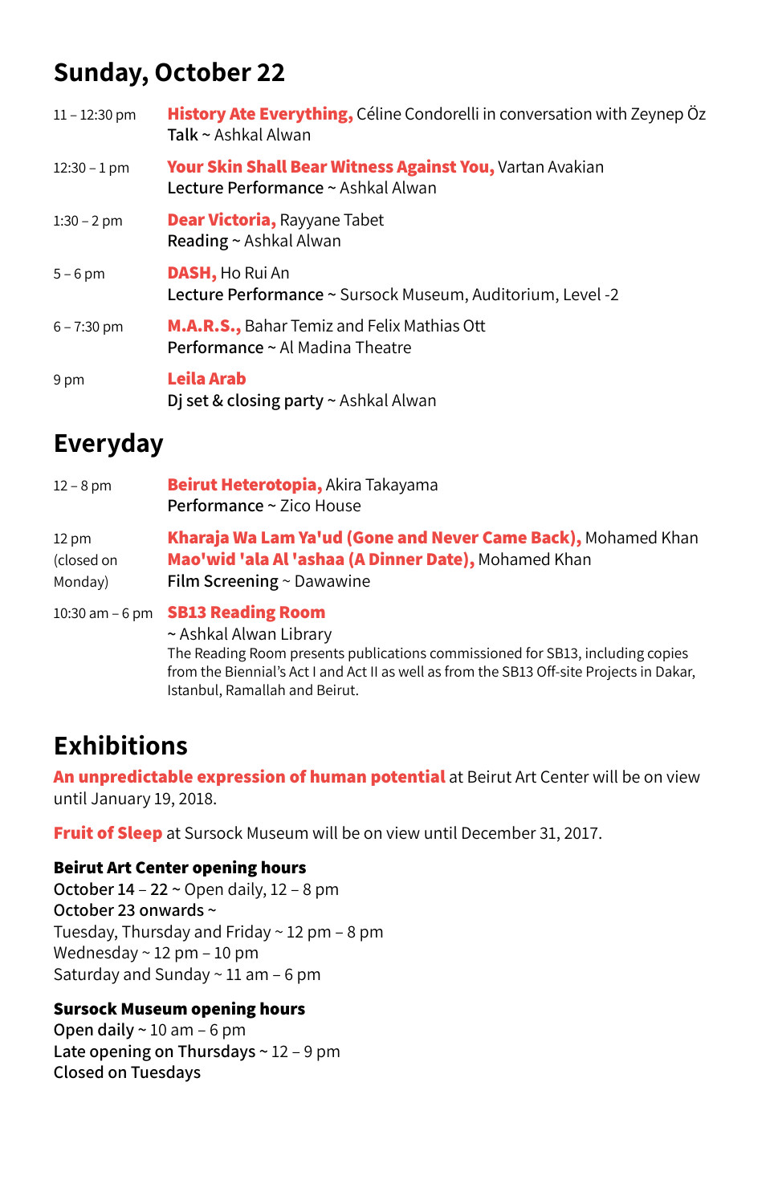## Sunday, October 22

11 – 12:30 pm **History Ate Everything,** Céline Condorelli in conversation with Zeynep Öz
**Talk** ~ Ashkal Alwan

12:30 – 1 pm **Your Skin Shall Bear Witness Against You,** Vartan Avakian
**Lecture Performance** ~ Ashkal Alwan

1:30 – 2 pm **Dear Victoria,** Rayyane Tabet
**Reading** ~ Ashkal Alwan

5 – 6 pm **DASH,** Ho Rui An
**Lecture Performance** ~ Sursock Museum, Auditorium, Level -2

6 – 7:30 pm **M.A.R.S.,** Bahar Temiz and Felix Mathias Ott
**Performance** ~ Al Madina Theatre

9 pm **Leila Arab**
**Dj set & closing party** ~ Ashkal Alwan

## Everyday

12 – 8 pm **Beirut Heterotopia,** Akira Takayama
**Performance** ~ Zico House

12 pm (closed on Monday) **Kharaja Wa Lam Ya'ud (Gone and Never Came Back),** Mohamed Khan
**Mao'wid 'ala Al 'ashaa (A Dinner Date),** Mohamed Khan
**Film Screening** ~ Dawawine

10:30 am – 6 pm **SB13 Reading Room**
~ Ashkal Alwan Library
The Reading Room presents publications commissioned for SB13, including copies from the Biennial's Act I and Act II as well as from the SB13 Off-site Projects in Dakar, Istanbul, Ramallah and Beirut.

## Exhibitions

**An unpredictable expression of human potential** at Beirut Art Center will be on view until January 19, 2018.

**Fruit of Sleep** at Sursock Museum will be on view until December 31, 2017.

**Beirut Art Center opening hours**
**October 14 – 22** ~ Open daily, 12 – 8 pm
**October 23 onwards** ~
Tuesday, Thursday and Friday ~ 12 pm – 8 pm
Wednesday ~ 12 pm – 10 pm
Saturday and Sunday ~ 11 am – 6 pm

**Sursock Museum opening hours**
**Open daily** ~ 10 am – 6 pm
**Late opening on Thursdays** ~ 12 – 9 pm
**Closed on Tuesdays**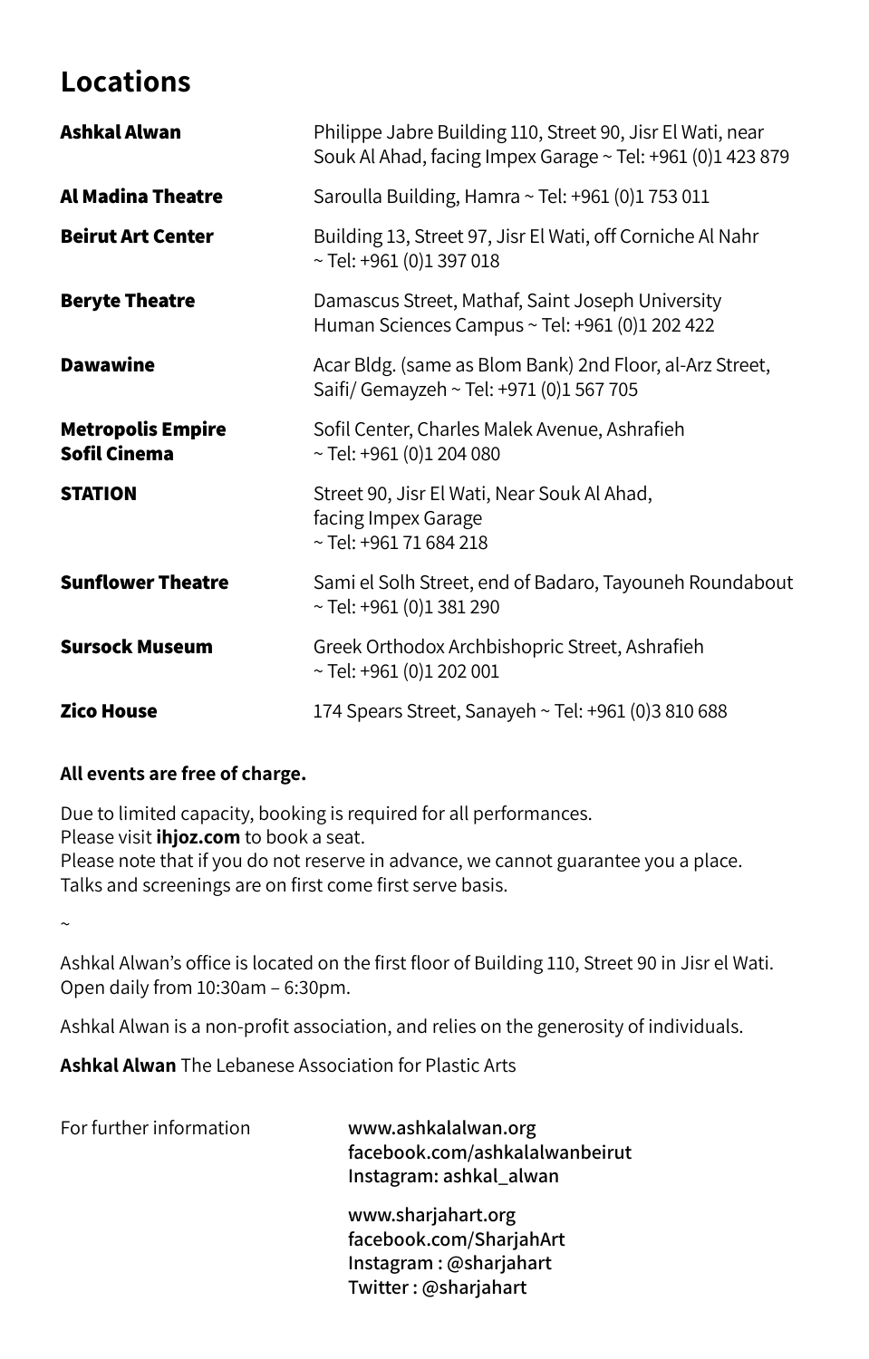# Locations

| | |
|---|---|
| **Ashkal Alwan** | Philippe Jabre Building 110, Street 90, Jisr El Wati, near Souk Al Ahad, facing Impex Garage ~ Tel: +961 (0)1 423 879 |
| **Al Madina Theatre** | Saroulla Building, Hamra ~ Tel: +961 (0)1 753 011 |
| **Beirut Art Center** | Building 13, Street 97, Jisr El Wati, off Corniche Al Nahr ~ Tel: +961 (0)1 397 018 |
| **Beryte Theatre** | Damascus Street, Mathaf, Saint Joseph University Human Sciences Campus ~ Tel: +961 (0)1 202 422 |
| **Dawawine** | Acar Bldg. (same as Blom Bank) 2nd Floor, al-Arz Street, Saifi/ Gemayzeh ~ Tel: +971 (0)1 567 705 |
| **Metropolis Empire Sofil Cinema** | Sofil Center, Charles Malek Avenue, Ashrafieh ~ Tel: +961 (0)1 204 080 |
| **STATION** | Street 90, Jisr El Wati, Near Souk Al Ahad, facing Impex Garage ~ Tel: +961 71 684 218 |
| **Sunflower Theatre** | Sami el Solh Street, end of Badaro, Tayouneh Roundabout ~ Tel: +961 (0)1 381 290 |
| **Sursock Museum** | Greek Orthodox Archbishopric Street, Ashrafieh ~ Tel: +961 (0)1 202 001 |
| **Zico House** | 174 Spears Street, Sanayeh ~ Tel: +961 (0)3 810 688 |

**All events are free of charge.**

Due to limited capacity, booking is required for all performances.
Please visit **ihjoz.com** to book a seat.
Please note that if you do not reserve in advance, we cannot guarantee you a place.
Talks and screenings are on first come first serve basis.

~

Ashkal Alwan's office is located on the first floor of Building 110, Street 90 in Jisr el Wati.
Open daily from 10:30am – 6:30pm.

Ashkal Alwan is a non-profit association, and relies on the generosity of individuals.

**Ashkal Alwan** The Lebanese Association for Plastic Arts

For further information

**www.ashkalalwan.org**
**facebook.com/ashkalalwanbeirut**
**Instagram: ashkal_alwan**

**www.sharjahart.org**
**facebook.com/SharjahArt**
**Instagram : @sharjahart**
**Twitter : @sharjahart**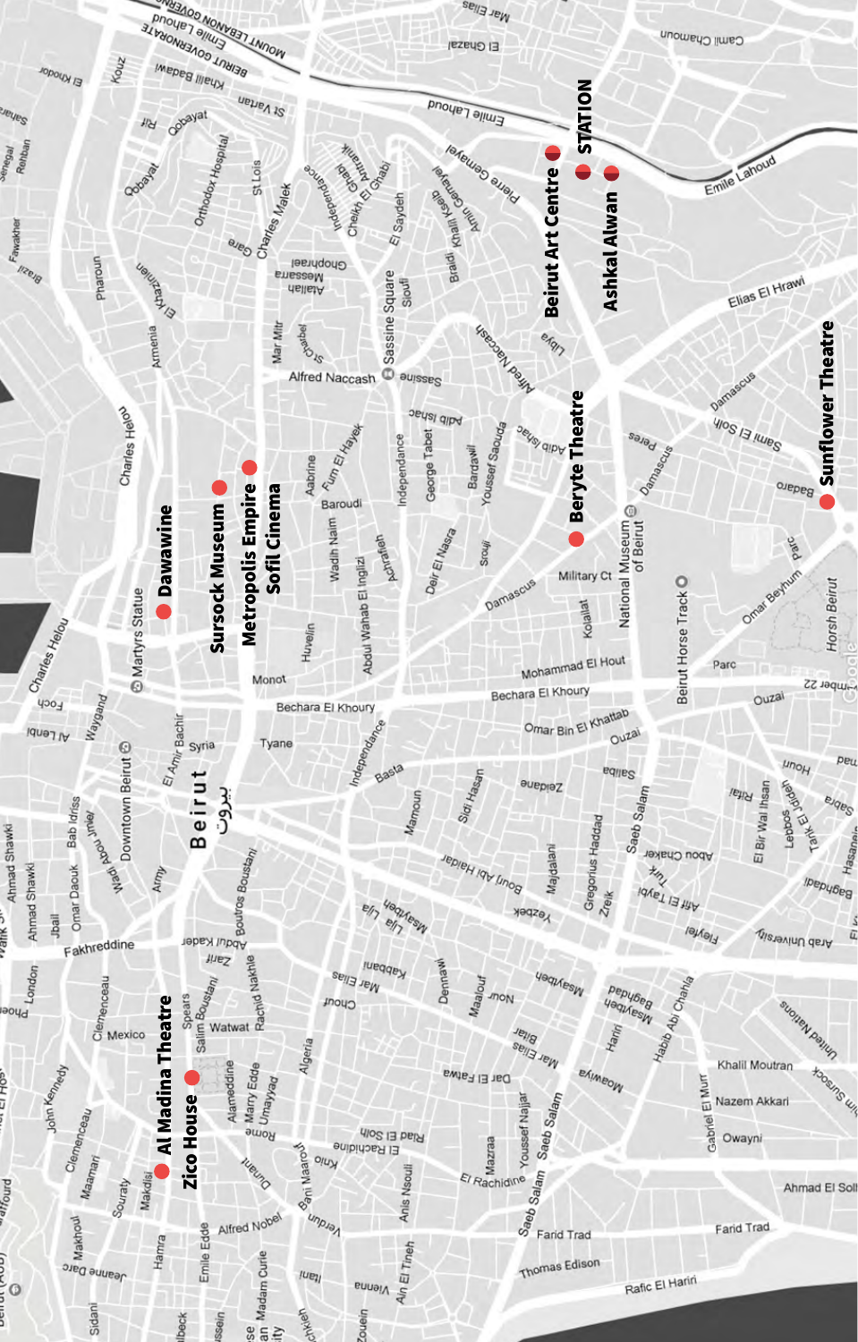STATION

Beirut Art Centre

Ashkal Alwan

Beryte Theatre

Sunflower Theatre

Dawawine

Sursock Museum

Metropolis Empire Sofil Cinema

Beirut بيروت

Al Madina Theatre

Zico House